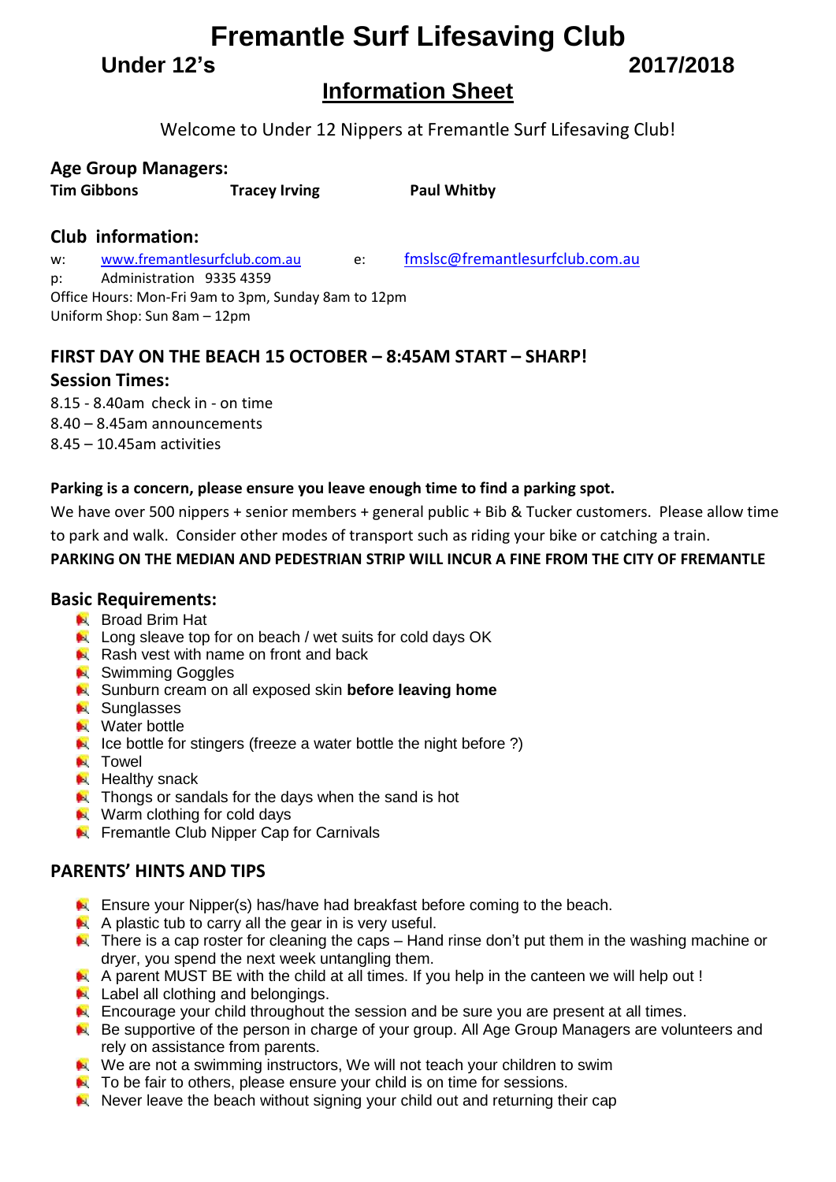# Fremantle Surf Lifesaving Club

**Under 12's** **2017/2018**

## Information Sheet

Welcome to Under 12 Nippers at Fremantle Surf Lifesaving Club!

### Age Group Managers:

**Tim Gibbons** **Tracey Irving** **Paul Whitby**

### Club information:

w: www.fremantlesurfclub.com.au e: fmslsc@fremantlesurfclub.com.au
p: Administration 9335 4359
Office Hours: Mon-Fri 9am to 3pm, Sunday 8am to 12pm
Uniform Shop: Sun 8am – 12pm

### FIRST DAY ON THE BEACH 15 OCTOBER – 8:45AM START – SHARP!

### Session Times:

8.15 - 8.40am check in - on time
8.40 – 8.45am announcements
8.45 – 10.45am activities

**Parking is a concern, please ensure you leave enough time to find a parking spot.**

We have over 500 nippers + senior members + general public + Bib & Tucker customers. Please allow time to park and walk. Consider other modes of transport such as riding your bike or catching a train.

**PARKING ON THE MEDIAN AND PEDESTRIAN STRIP WILL INCUR A FINE FROM THE CITY OF FREMANTLE**

### Basic Requirements:

- Broad Brim Hat
- Long sleave top for on beach / wet suits for cold days OK
- Rash vest with name on front and back
- Swimming Goggles
- Sunburn cream on all exposed skin **before leaving home**
- Sunglasses
- Water bottle
- Ice bottle for stingers (freeze a water bottle the night before ?)
- Towel
- Healthy snack
- Thongs or sandals for the days when the sand is hot
- Warm clothing for cold days
- Fremantle Club Nipper Cap for Carnivals

### PARENTS' HINTS AND TIPS

- Ensure your Nipper(s) has/have had breakfast before coming to the beach.
- A plastic tub to carry all the gear in is very useful.
- There is a cap roster for cleaning the caps – Hand rinse don't put them in the washing machine or dryer, you spend the next week untangling them.
- A parent MUST BE with the child at all times. If you help in the canteen we will help out !
- Label all clothing and belongings.
- Encourage your child throughout the session and be sure you are present at all times.
- Be supportive of the person in charge of your group. All Age Group Managers are volunteers and rely on assistance from parents.
- We are not a swimming instructors, We will not teach your children to swim
- To be fair to others, please ensure your child is on time for sessions.
- Never leave the beach without signing your child out and returning their cap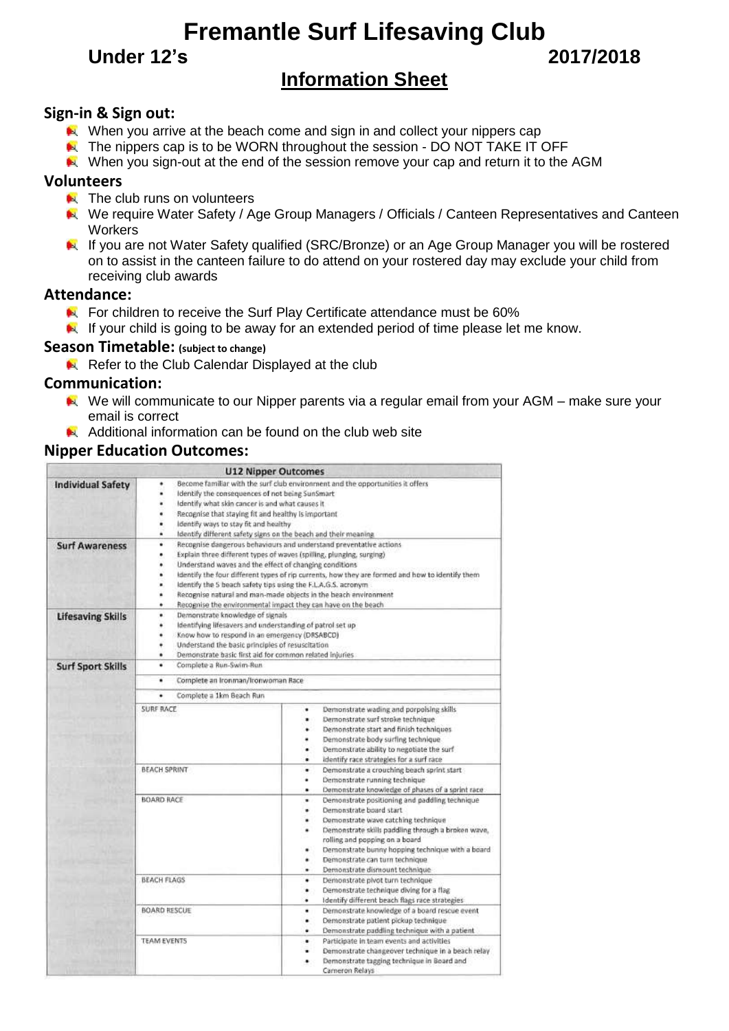# Fremantle Surf Lifesaving Club

**Under 12's** **2017/2018**

## Information Sheet

### Sign-in & Sign out:

- When you arrive at the beach come and sign in and collect your nippers cap
- The nippers cap is to be WORN throughout the session - DO NOT TAKE IT OFF
- When you sign-out at the end of the session remove your cap and return it to the AGM

### Volunteers

- The club runs on volunteers
- We require Water Safety / Age Group Managers / Officials / Canteen Representatives and Canteen Workers
- If you are not Water Safety qualified (SRC/Bronze) or an Age Group Manager you will be rostered on to assist in the canteen failure to do attend on your rostered day may exclude your child from receiving club awards

### Attendance:

- For children to receive the Surf Play Certificate attendance must be 60%
- If your child is going to be away for an extended period of time please let me know.

### Season Timetable: (subject to change)

- Refer to the Club Calendar Displayed at the club

### Communication:

- We will communicate to our Nipper parents via a regular email from your AGM – make sure your email is correct
- Additional information can be found on the club web site

### Nipper Education Outcomes:

| U12 Nipper Outcomes | | |
|---|---|---|
| **Individual Safety** | • Become familiar with the surf club environment and the opportunities it offers<br>• Identify the consequences of not being SunSmart<br>• Identify what skin cancer is and what causes it<br>• Recognise that staying fit and healthy is important<br>• Identify ways to stay fit and healthy<br>• Identify different safety signs on the beach and their meaning | |
| **Surf Awareness** | • Recognise dangerous behaviours and understand preventative actions<br>• Explain three different types of waves (spilling, plunging, surging)<br>• Understand waves and the effect of changing conditions<br>• Identify the four different types of rip currents, how they are formed and how to identify them<br>• Identify the 5 beach safety tips using the F.L.A.G.S. acronym<br>• Recognise natural and man-made objects in the beach environment<br>• Recognise the environmental impact they can have on the beach | |
| **Lifesaving Skills** | • Demonstrate knowledge of signals<br>• Identifying lifesavers and understanding of patrol set up<br>• Know how to respond in an emergency (DRSABCD)<br>• Understand the basic principles of resuscitation<br>• Demonstrate basic first aid for common related injuries | |
| **Surf Sport Skills** | • Complete a Run-Swim-Run | |
| | • Complete an Ironman/Ironwoman Race | |
| | • Complete a 1km Beach Run | |
| | SURF RACE | • Demonstrate wading and porpoising skills<br>• Demonstrate surf stroke technique<br>• Demonstrate start and finish techniques<br>• Demonstrate body surfing technique<br>• Demonstrate ability to negotiate the surf<br>• Identify race strategies for a surf race |
| | BEACH SPRINT | • Demonstrate a crouching beach sprint start<br>• Demonstrate running technique<br>• Demonstrate knowledge of phases of a sprint race |
| | BOARD RACE | • Demonstrate positioning and paddling technique<br>• Demonstrate board start<br>• Demonstrate wave catching technique<br>• Demonstrate skills paddling through a broken wave, rolling and popping on a board<br>• Demonstrate bunny hopping technique with a board<br>• Demonstrate can turn technique<br>• Demonstrate dismount technique |
| | BEACH FLAGS | • Demonstrate pivot turn technique<br>• Demonstrate technique diving for a flag<br>• Identify different beach flags race strategies |
| | BOARD RESCUE | • Demonstrate knowledge of a board rescue event<br>• Demonstrate patient pickup technique<br>• Demonstrate paddling technique with a patient |
| | TEAM EVENTS | • Participate in team events and activities<br>• Demonstrate changeover technique in a beach relay<br>• Demonstrate tagging technique in Board and Cameron Relays |